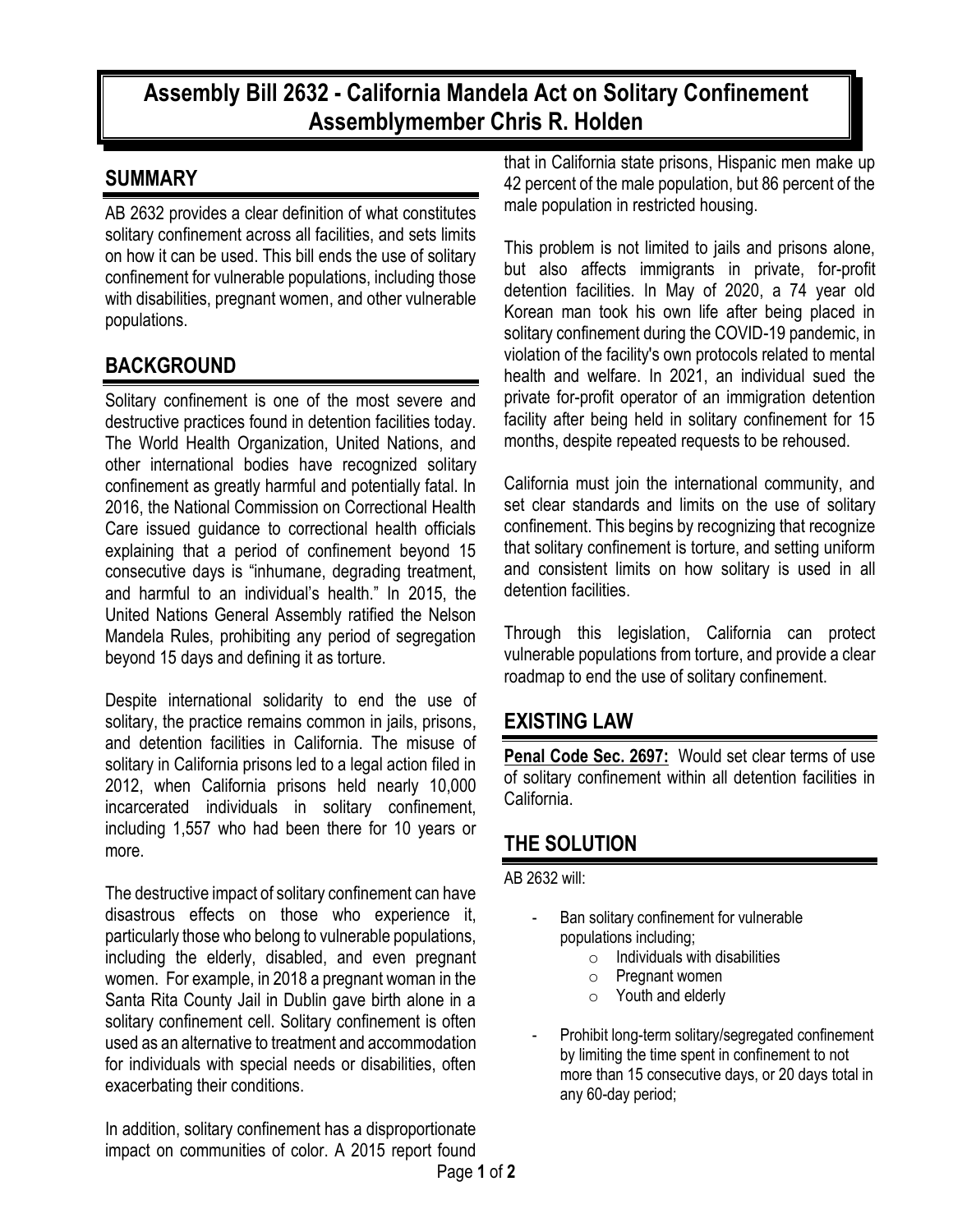# Assembly Bill 2632 - California Mandela Act on Solitary Confinement
# Assemblymember Chris R. Holden

## SUMMARY

AB 2632 provides a clear definition of what constitutes solitary confinement across all facilities, and sets limits on how it can be used. This bill ends the use of solitary confinement for vulnerable populations, including those with disabilities, pregnant women, and other vulnerable populations.

## BACKGROUND

Solitary confinement is one of the most severe and destructive practices found in detention facilities today. The World Health Organization, United Nations, and other international bodies have recognized solitary confinement as greatly harmful and potentially fatal. In 2016, the National Commission on Correctional Health Care issued guidance to correctional health officials explaining that a period of confinement beyond 15 consecutive days is "inhumane, degrading treatment, and harmful to an individual's health." In 2015, the United Nations General Assembly ratified the Nelson Mandela Rules, prohibiting any period of segregation beyond 15 days and defining it as torture.

Despite international solidarity to end the use of solitary, the practice remains common in jails, prisons, and detention facilities in California. The misuse of solitary in California prisons led to a legal action filed in 2012, when California prisons held nearly 10,000 incarcerated individuals in solitary confinement, including 1,557 who had been there for 10 years or more.

The destructive impact of solitary confinement can have disastrous effects on those who experience it, particularly those who belong to vulnerable populations, including the elderly, disabled, and even pregnant women. For example, in 2018 a pregnant woman in the Santa Rita County Jail in Dublin gave birth alone in a solitary confinement cell. Solitary confinement is often used as an alternative to treatment and accommodation for individuals with special needs or disabilities, often exacerbating their conditions.

In addition, solitary confinement has a disproportionate impact on communities of color. A 2015 report found that in California state prisons, Hispanic men make up 42 percent of the male population, but 86 percent of the male population in restricted housing.

This problem is not limited to jails and prisons alone, but also affects immigrants in private, for-profit detention facilities. In May of 2020, a 74 year old Korean man took his own life after being placed in solitary confinement during the COVID-19 pandemic, in violation of the facility's own protocols related to mental health and welfare. In 2021, an individual sued the private for-profit operator of an immigration detention facility after being held in solitary confinement for 15 months, despite repeated requests to be rehoused.

California must join the international community, and set clear standards and limits on the use of solitary confinement. This begins by recognizing that recognize that solitary confinement is torture, and setting uniform and consistent limits on how solitary is used in all detention facilities.

Through this legislation, California can protect vulnerable populations from torture, and provide a clear roadmap to end the use of solitary confinement.

## EXISTING LAW

**Penal Code Sec. 2697:** Would set clear terms of use of solitary confinement within all detention facilities in California.

## THE SOLUTION

AB 2632 will:

- Ban solitary confinement for vulnerable populations including;
  - Individuals with disabilities
  - Pregnant women
  - Youth and elderly
- Prohibit long-term solitary/segregated confinement by limiting the time spent in confinement to not more than 15 consecutive days, or 20 days total in any 60-day period;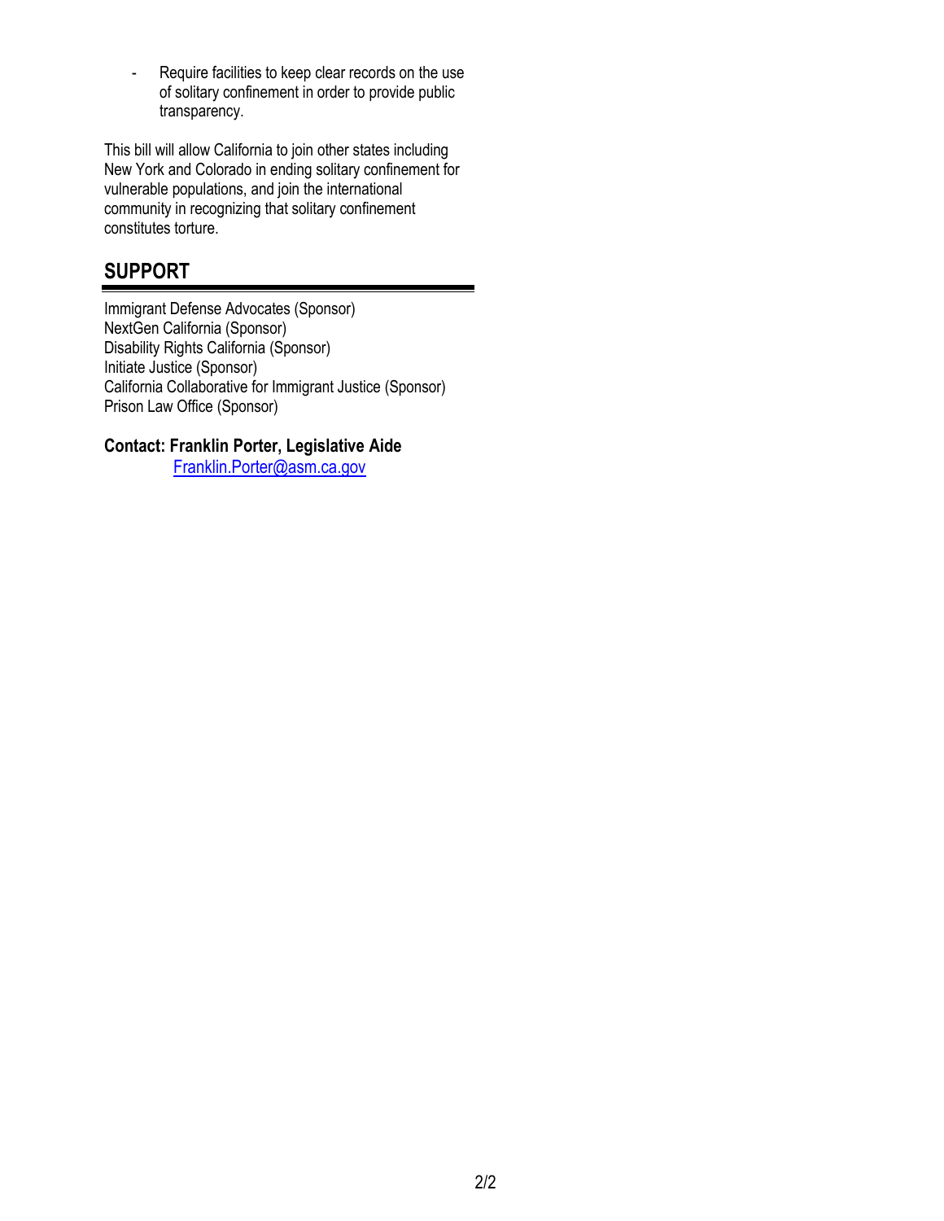- Require facilities to keep clear records on the use of solitary confinement in order to provide public transparency.

This bill will allow California to join other states including New York and Colorado in ending solitary confinement for vulnerable populations, and join the international community in recognizing that solitary confinement constitutes torture.

## SUPPORT

Immigrant Defense Advocates (Sponsor)
NextGen California (Sponsor)
Disability Rights California (Sponsor)
Initiate Justice (Sponsor)
California Collaborative for Immigrant Justice (Sponsor)
Prison Law Office (Sponsor)

**Contact: Franklin Porter, Legislative Aide**
Franklin.Porter@asm.ca.gov